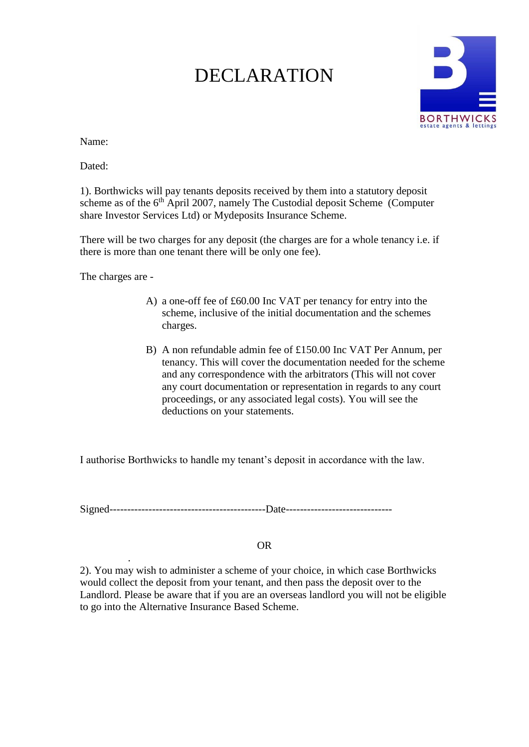# DECLARATION

BORTHWICKS
estate agents & lettings

Name:

Dated:

1). Borthwicks will pay tenants deposits received by them into a statutory deposit scheme as of the 6th April 2007, namely The Custodial deposit Scheme (Computer share Investor Services Ltd) or Mydeposits Insurance Scheme.

There will be two charges for any deposit (the charges are for a whole tenancy i.e. if there is more than one tenant there will be only one fee).

The charges are -

A) a one-off fee of £60.00 Inc VAT per tenancy for entry into the scheme, inclusive of the initial documentation and the schemes charges.

B) A non refundable admin fee of £150.00 Inc VAT Per Annum, per tenancy. This will cover the documentation needed for the scheme and any correspondence with the arbitrators (This will not cover any court documentation or representation in regards to any court proceedings, or any associated legal costs). You will see the deductions on your statements.

I authorise Borthwicks to handle my tenant's deposit in accordance with the law.

Signed-------------------------------------------Date-----------------------------

OR

2). You may wish to administer a scheme of your choice, in which case Borthwicks would collect the deposit from your tenant, and then pass the deposit over to the Landlord. Please be aware that if you are an overseas landlord you will not be eligible to go into the Alternative Insurance Based Scheme.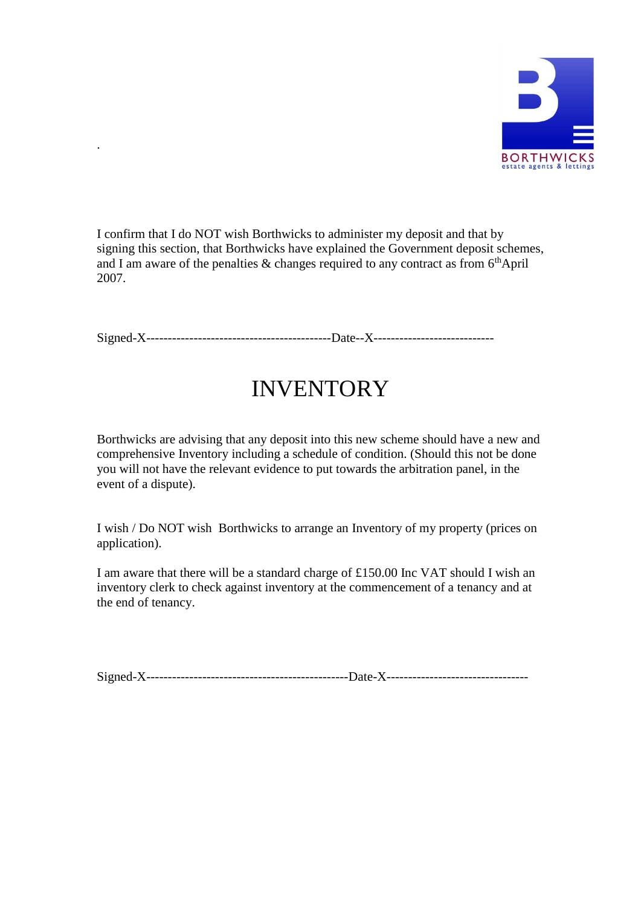.

I confirm that I do NOT wish Borthwicks to administer my deposit and that by signing this section, that Borthwicks have explained the Government deposit schemes, and I am aware of the penalties & changes required to any contract as from 6th April 2007.

Signed-X------------------------------------------Date--X---------------------------

# INVENTORY

Borthwicks are advising that any deposit into this new scheme should have a new and comprehensive Inventory including a schedule of condition. (Should this not be done you will not have the relevant evidence to put towards the arbitration panel, in the event of a dispute).

I wish / Do NOT wish Borthwicks to arrange an Inventory of my property (prices on application).

I am aware that there will be a standard charge of £150.00 Inc VAT should I wish an inventory clerk to check against inventory at the commencement of a tenancy and at the end of tenancy.

Signed-X---------------------------------------------Date-X--------------------------------